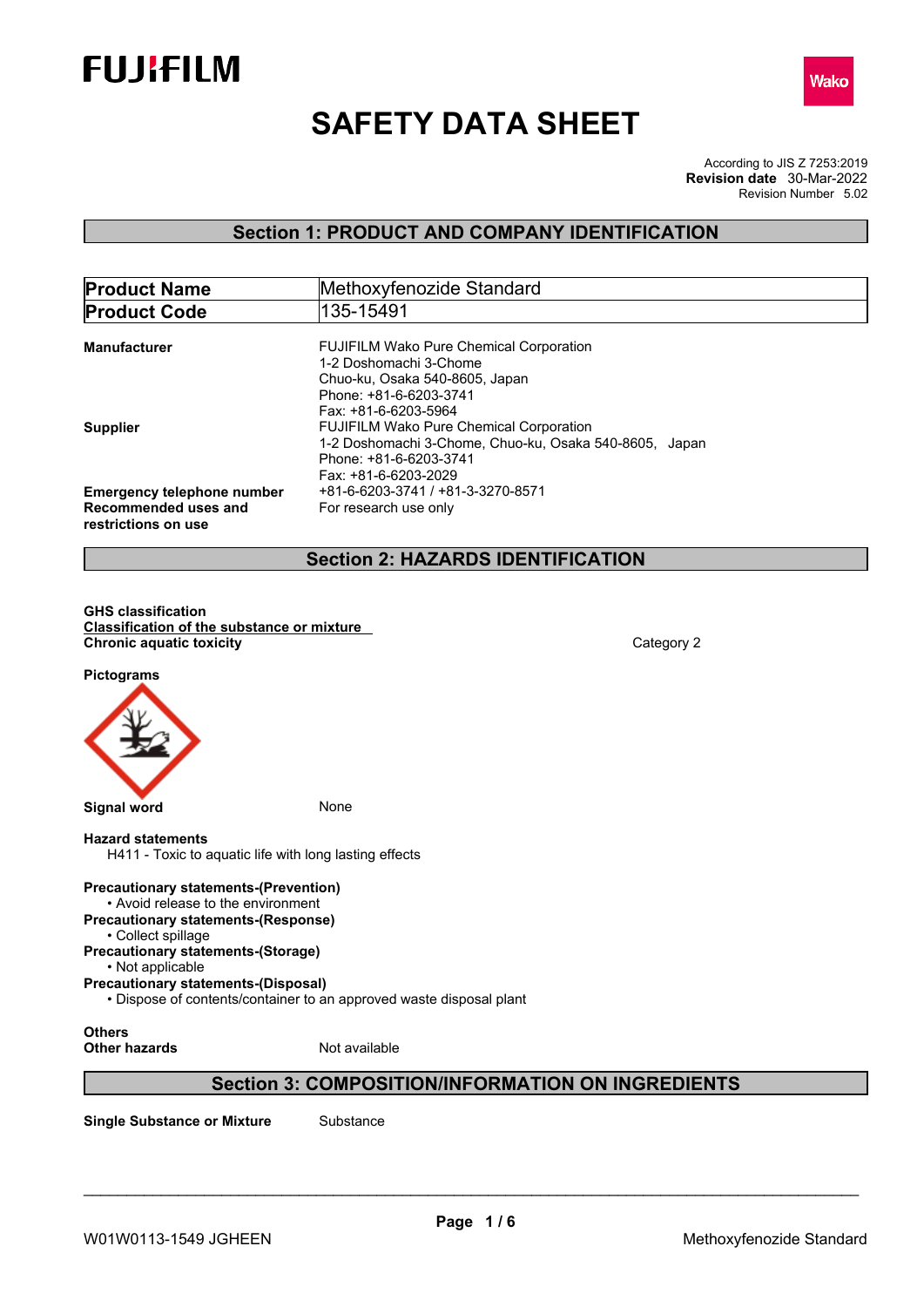FUJIFILM

Wako

# SAFETY DATA SHEET

According to JIS Z 7253:2019
**Revision date** 30-Mar-2022
Revision Number 5.02

## Section 1: PRODUCT AND COMPANY IDENTIFICATION

| **Product Name** | Methoxyfenozide Standard |
|---|---|
| **Product Code** | 135-15491 |

**Manufacturer**
FUJIFILM Wako Pure Chemical Corporation
1-2 Doshomachi 3-Chome
Chuo-ku, Osaka 540-8605, Japan
Phone: +81-6-6203-3741
Fax: +81-6-6203-5964

**Supplier**
FUJIFILM Wako Pure Chemical Corporation
1-2 Doshomachi 3-Chome, Chuo-ku, Osaka 540-8605, Japan
Phone: +81-6-6203-3741
Fax: +81-6-6203-2029

**Emergency telephone number** +81-6-6203-3741 / +81-3-3270-8571

**Recommended uses and restrictions on use** For research use only

## Section 2: HAZARDS IDENTIFICATION

**GHS classification**

**Classification of the substance or mixture**

**Chronic aquatic toxicity** Category 2

**Pictograms**

**Signal word** None

**Hazard statements**

H411 - Toxic to aquatic life with long lasting effects

**Precautionary statements-(Prevention)**
- Avoid release to the environment

**Precautionary statements-(Response)**
- Collect spillage

**Precautionary statements-(Storage)**
- Not applicable

**Precautionary statements-(Disposal)**
- Dispose of contents/container to an approved waste disposal plant

**Others**

**Other hazards** Not available

## Section 3: COMPOSITION/INFORMATION ON INGREDIENTS

**Single Substance or Mixture** Substance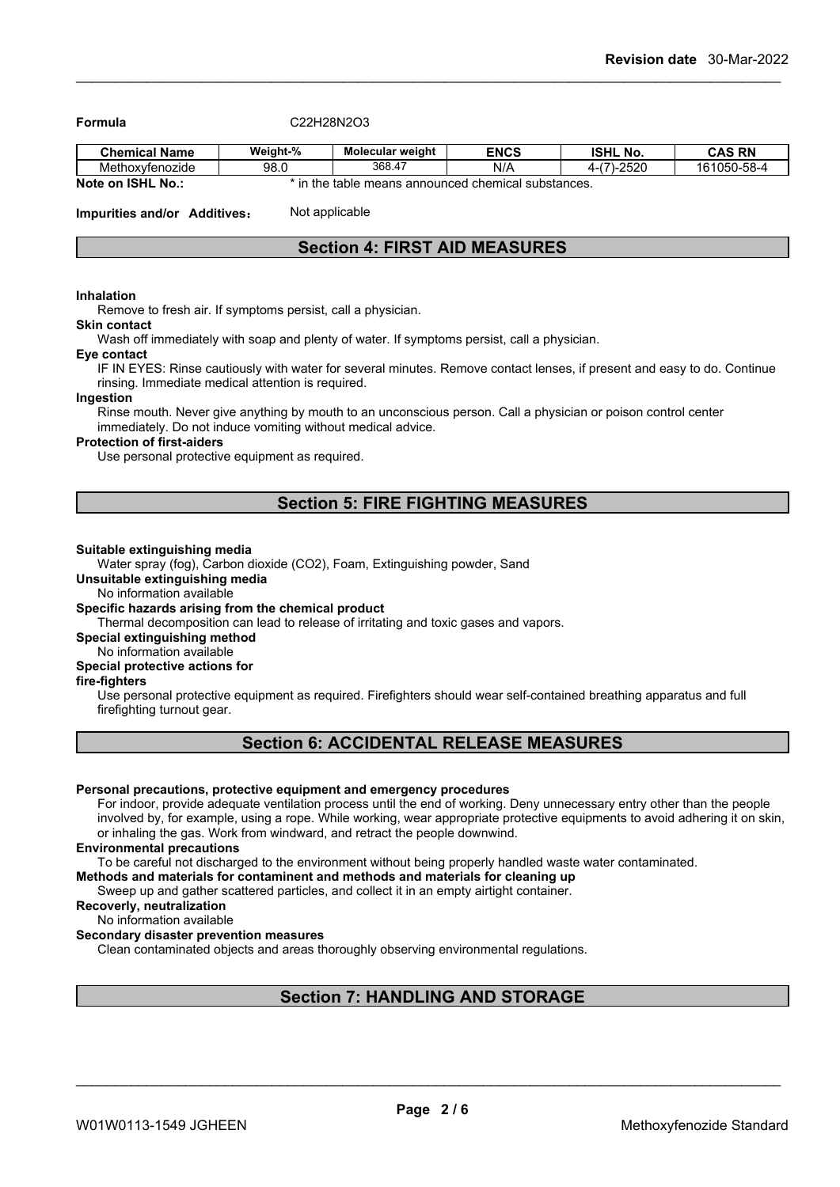**Formula** $C_{22}H_{28}N_2O_3$

| Chemical Name | Weight-% | Molecular weight | ENCS | ISHL No. | CAS RN |
|---|---|---|---|---|---|
| Methoxyfenozide | 98.0 | 368.47 | N/A | 4-(7)-2520 | 161050-58-4 |

**Note on ISHL No.:** * in the table means announced chemical substances.

**Impurities and/or Additives:** Not applicable

## Section 4: FIRST AID MEASURES

**Inhalation**
Remove to fresh air. If symptoms persist, call a physician.

**Skin contact**
Wash off immediately with soap and plenty of water. If symptoms persist, call a physician.

**Eye contact**
IF IN EYES: Rinse cautiously with water for several minutes. Remove contact lenses, if present and easy to do. Continue rinsing. Immediate medical attention is required.

**Ingestion**
Rinse mouth. Never give anything by mouth to an unconscious person. Call a physician or poison control center immediately. Do not induce vomiting without medical advice.

**Protection of first-aiders**
Use personal protective equipment as required.

## Section 5: FIRE FIGHTING MEASURES

**Suitable extinguishing media**
Water spray (fog), Carbon dioxide ($CO_2$), Foam, Extinguishing powder, Sand

**Unsuitable extinguishing media**
No information available

**Specific hazards arising from the chemical product**
Thermal decomposition can lead to release of irritating and toxic gases and vapors.

**Special extinguishing method**
No information available

**Special protective actions for fire-fighters**
Use personal protective equipment as required. Firefighters should wear self-contained breathing apparatus and full firefighting turnout gear.

## Section 6: ACCIDENTAL RELEASE MEASURES

**Personal precautions, protective equipment and emergency procedures**
For indoor, provide adequate ventilation process until the end of working. Deny unnecessary entry other than the people involved by, for example, using a rope. While working, wear appropriate protective equipments to avoid adhering it on skin, or inhaling the gas. Work from windward, and retract the people downwind.

**Environmental precautions**
To be careful not discharged to the environment without being properly handled waste water contaminated.

**Methods and materials for contaminent and methods and materials for cleaning up**
Sweep up and gather scattered particles, and collect it in an empty airtight container.

**Recoverly, neutralization**
No information available

**Secondary disaster prevention measures**
Clean contaminated objects and areas thoroughly observing environmental regulations.

## Section 7: HANDLING AND STORAGE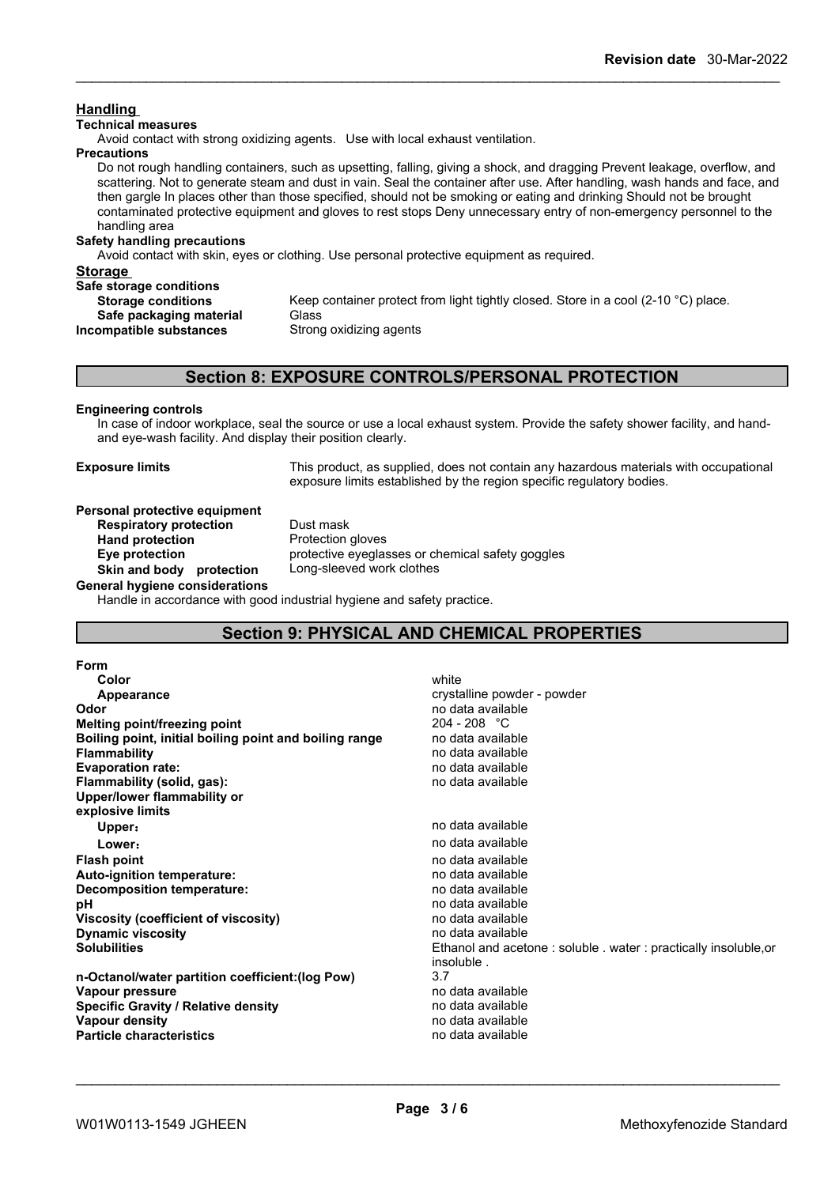## Handling

**Technical measures**

Avoid contact with strong oxidizing agents. Use with local exhaust ventilation.

**Precautions**

Do not rough handling containers, such as upsetting, falling, giving a shock, and dragging Prevent leakage, overflow, and scattering. Not to generate steam and dust in vain. Seal the container after use. After handling, wash hands and face, and then gargle In places other than those specified, should not be smoking or eating and drinking Should not be brought contaminated protective equipment and gloves to rest stops Deny unnecessary entry of non-emergency personnel to the handling area

**Safety handling precautions**

Avoid contact with skin, eyes or clothing. Use personal protective equipment as required.

## Storage

**Safe storage conditions**

| | |
|---|---|
| **Storage conditions** | Keep container protect from light tightly closed. Store in a cool (2-10 °C) place. |
| **Safe packaging material** | Glass |
| **Incompatible substances** | Strong oxidizing agents |

## Section 8: EXPOSURE CONTROLS/PERSONAL PROTECTION

**Engineering controls**

In case of indoor workplace, seal the source or use a local exhaust system. Provide the safety shower facility, and hand- and eye-wash facility. And display their position clearly.

**Exposure limits** This product, as supplied, does not contain any hazardous materials with occupational exposure limits established by the region specific regulatory bodies.

**Personal protective equipment**

| | |
|---|---|
| **Respiratory protection** | Dust mask |
| **Hand protection** | Protection gloves |
| **Eye protection** | protective eyeglasses or chemical safety goggles |
| **Skin and body protection** | Long-sleeved work clothes |

**General hygiene considerations**

Handle in accordance with good industrial hygiene and safety practice.

## Section 9: PHYSICAL AND CHEMICAL PROPERTIES

| | |
|---|---|
| **Form** | |
| **Color** | white |
| **Appearance** | crystalline powder - powder |
| **Odor** | no data available |
| **Melting point/freezing point** | 204 - 208 °C |
| **Boiling point, initial boiling point and boiling range** | no data available |
| **Flammability** | no data available |
| **Evaporation rate:** | no data available |
| **Flammability (solid, gas):** | no data available |
| **Upper/lower flammability or explosive limits** | |
| **Upper:** | no data available |
| **Lower:** | no data available |
| **Flash point** | no data available |
| **Auto-ignition temperature:** | no data available |
| **Decomposition temperature:** | no data available |
| **pH** | no data available |
| **Viscosity (coefficient of viscosity)** | no data available |
| **Dynamic viscosity** | no data available |
| **Solubilities** | Ethanol and acetone : soluble . water : practically insoluble,or insoluble . |
| **n-Octanol/water partition coefficient:(log Pow)** | 3.7 |
| **Vapour pressure** | no data available |
| **Specific Gravity / Relative density** | no data available |
| **Vapour density** | no data available |
| **Particle characteristics** | no data available |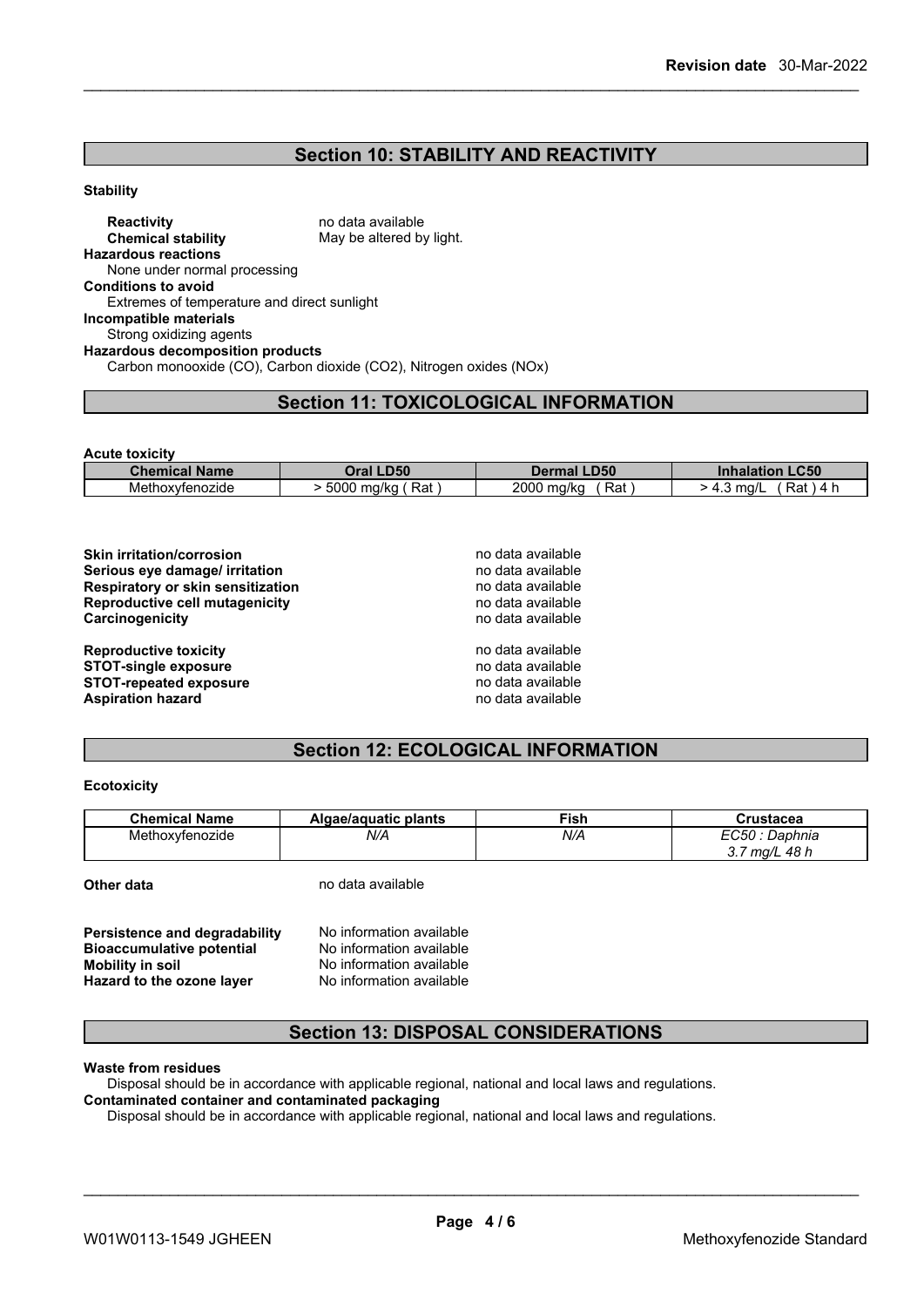## Section 10: STABILITY AND REACTIVITY

**Stability**

**Reactivity** no data available
**Chemical stability** May be altered by light.

**Hazardous reactions**
None under normal processing

**Conditions to avoid**
Extremes of temperature and direct sunlight

**Incompatible materials**
Strong oxidizing agents

**Hazardous decomposition products**
Carbon monooxide (CO), Carbon dioxide (CO2), Nitrogen oxides (NOx)

## Section 11: TOXICOLOGICAL INFORMATION

**Acute toxicity**

| Chemical Name | Oral LD50 | Dermal LD50 | Inhalation LC50 |
|---|---|---|---|
| Methoxyfenozide | > 5000 mg/kg ( Rat ) | 2000 mg/kg ( Rat ) | > 4.3 mg/L ( Rat ) 4 h |

**Skin irritation/corrosion** no data available
**Serious eye damage/ irritation** no data available
**Respiratory or skin sensitization** no data available
**Reproductive cell mutagenicity** no data available
**Carcinogenicity** no data available

**Reproductive toxicity** no data available
**STOT-single exposure** no data available
**STOT-repeated exposure** no data available
**Aspiration hazard** no data available

## Section 12: ECOLOGICAL INFORMATION

**Ecotoxicity**

| Chemical Name | Algae/aquatic plants | Fish | Crustacea |
|---|---|---|---|
| Methoxyfenozide | *N/A* | *N/A* | *EC50 : Daphnia 3.7 mg/L 48 h* |

**Other data** no data available

**Persistence and degradability** No information available
**Bioaccumulative potential** No information available
**Mobility in soil** No information available
**Hazard to the ozone layer** No information available

## Section 13: DISPOSAL CONSIDERATIONS

**Waste from residues**
Disposal should be in accordance with applicable regional, national and local laws and regulations.

**Contaminated container and contaminated packaging**
Disposal should be in accordance with applicable regional, national and local laws and regulations.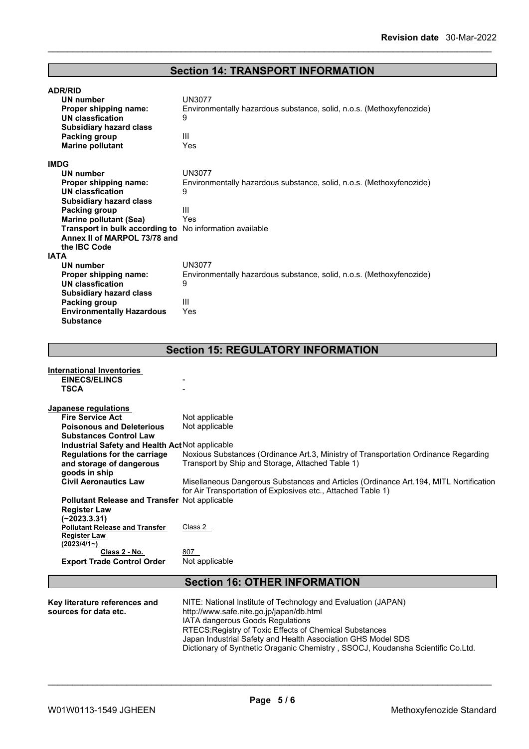## Section 14: TRANSPORT INFORMATION

**ADR/RID**

| | |
|---|---|
| **UN number** | UN3077 |
| **Proper shipping name:** | Environmentally hazardous substance, solid, n.o.s. (Methoxyfenozide) |
| **UN classfication** | 9 |
| **Subsidiary hazard class** | |
| **Packing group** | III |
| **Marine pollutant** | Yes |

**IMDG**

| | |
|---|---|
| **UN number** | UN3077 |
| **Proper shipping name:** | Environmentally hazardous substance, solid, n.o.s. (Methoxyfenozide) |
| **UN classfication** | 9 |
| **Subsidiary hazard class** | |
| **Packing group** | III |
| **Marine pollutant (Sea)** | Yes |
| **Transport in bulk according to Annex II of MARPOL 73/78 and the IBC Code** | No information available |

**IATA**

| | |
|---|---|
| **UN number** | UN3077 |
| **Proper shipping name:** | Environmentally hazardous substance, solid, n.o.s. (Methoxyfenozide) |
| **UN classfication** | 9 |
| **Subsidiary hazard class** | |
| **Packing group** | III |
| **Environmentally Hazardous Substance** | Yes |

## Section 15: REGULATORY INFORMATION

**International Inventories**

| | |
|---|---|
| **EINECS/ELINCS** | - |
| **TSCA** | - |

**Japanese regulations**

| | |
|---|---|
| **Fire Service Act** | Not applicable |
| **Poisonous and Deleterious Substances Control Law** | Not applicable |
| **Industrial Safety and Health Act** | Not applicable |
| **Regulations for the carriage and storage of dangerous goods in ship** | Noxious Substances (Ordinance Art.3, Ministry of Transportation Ordinance Regarding Transport by Ship and Storage, Attached Table 1) |
| **Civil Aeronautics Law** | Misellaneous Dangerous Substances and Articles (Ordinance Art.194, MITL Nortification for Air Transportation of Explosives etc., Attached Table 1) |
| **Pollutant Release and Transfer Register Law (~2023.3.31)** | Not applicable |
| **Pollutant Release and Transfer Register Law (2023/4/1~)** | Class 2 |
| **Class 2 - No.** | 807 |
| **Export Trade Control Order** | Not applicable |

## Section 16: OTHER INFORMATION

**Key literature references and sources for data etc.**

NITE: National Institute of Technology and Evaluation (JAPAN)
http://www.safe.nite.go.jp/japan/db.html
IATA dangerous Goods Regulations
RTECS:Registry of Toxic Effects of Chemical Substances
Japan Industrial Safety and Health Association GHS Model SDS
Dictionary of Synthetic Oraganic Chemistry , SSOCJ, Koudansha Scientific Co.Ltd.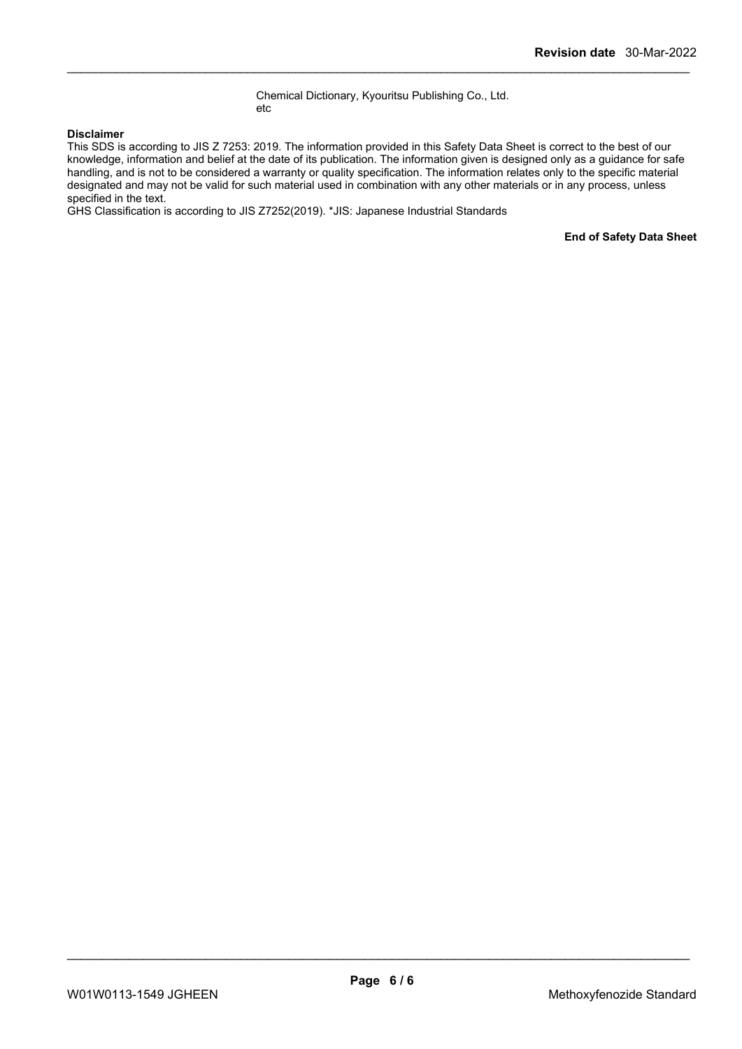Chemical Dictionary, Kyouritsu Publishing Co., Ltd.
etc

**Disclaimer**

This SDS is according to JIS Z 7253: 2019. The information provided in this Safety Data Sheet is correct to the best of our knowledge, information and belief at the date of its publication. The information given is designed only as a guidance for safe handling, and is not to be considered a warranty or quality specification. The information relates only to the specific material designated and may not be valid for such material used in combination with any other materials or in any process, unless specified in the text.

GHS Classification is according to JIS Z7252(2019). *JIS: Japanese Industrial Standards

**End of Safety Data Sheet**